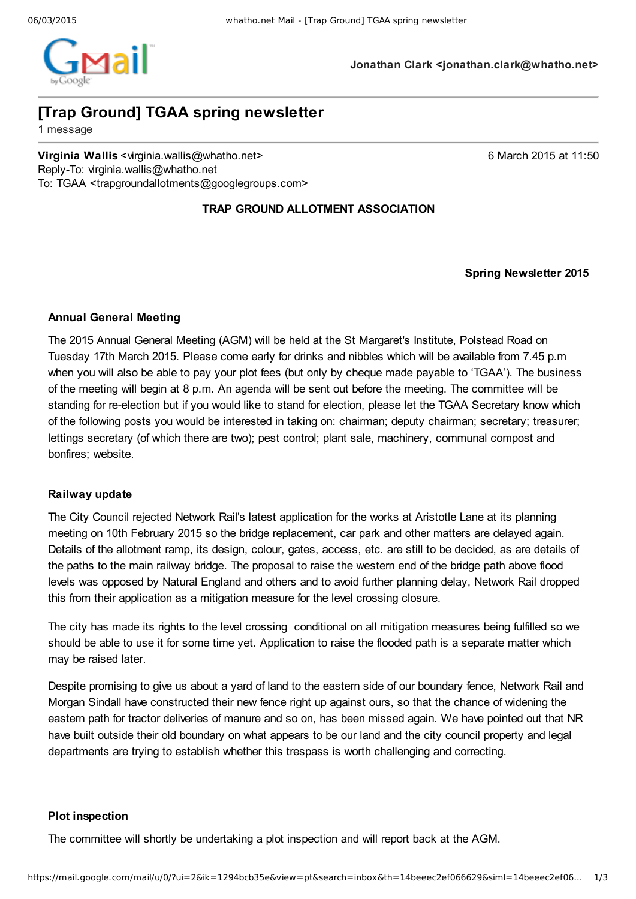Jonathan Clark <jonathan.clark@whatho.net>

# [Trap Ground] TGAA spring newsletter

1 message

**Virginia Wallis** <virginia.wallis@whatho.net> 6 March 2015 at 11:50
Reply-To: virginia.wallis@whatho.net
To: TGAA <trapgroundallotments@googlegroups.com>

**TRAP GROUND ALLOTMENT ASSOCIATION**

**Spring Newsletter 2015**

**Annual General Meeting**

The 2015 Annual General Meeting (AGM) will be held at the St Margaret's Institute, Polstead Road on Tuesday 17th March 2015. Please come early for drinks and nibbles which will be available from 7.45 p.m when you will also be able to pay your plot fees (but only by cheque made payable to 'TGAA'). The business of the meeting will begin at 8 p.m. An agenda will be sent out before the meeting. The committee will be standing for re-election but if you would like to stand for election, please let the TGAA Secretary know which of the following posts you would be interested in taking on: chairman; deputy chairman; secretary; treasurer; lettings secretary (of which there are two); pest control; plant sale, machinery, communal compost and bonfires; website.

**Railway update**

The City Council rejected Network Rail's latest application for the works at Aristotle Lane at its planning meeting on 10th February 2015 so the bridge replacement, car park and other matters are delayed again. Details of the allotment ramp, its design, colour, gates, access, etc. are still to be decided, as are details of the paths to the main railway bridge. The proposal to raise the western end of the bridge path above flood levels was opposed by Natural England and others and to avoid further planning delay, Network Rail dropped this from their application as a mitigation measure for the level crossing closure.

The city has made its rights to the level crossing conditional on all mitigation measures being fulfilled so we should be able to use it for some time yet. Application to raise the flooded path is a separate matter which may be raised later.

Despite promising to give us about a yard of land to the eastern side of our boundary fence, Network Rail and Morgan Sindall have constructed their new fence right up against ours, so that the chance of widening the eastern path for tractor deliveries of manure and so on, has been missed again. We have pointed out that NR have built outside their old boundary on what appears to be our land and the city council property and legal departments are trying to establish whether this trespass is worth challenging and correcting.

**Plot inspection**

The committee will shortly be undertaking a plot inspection and will report back at the AGM.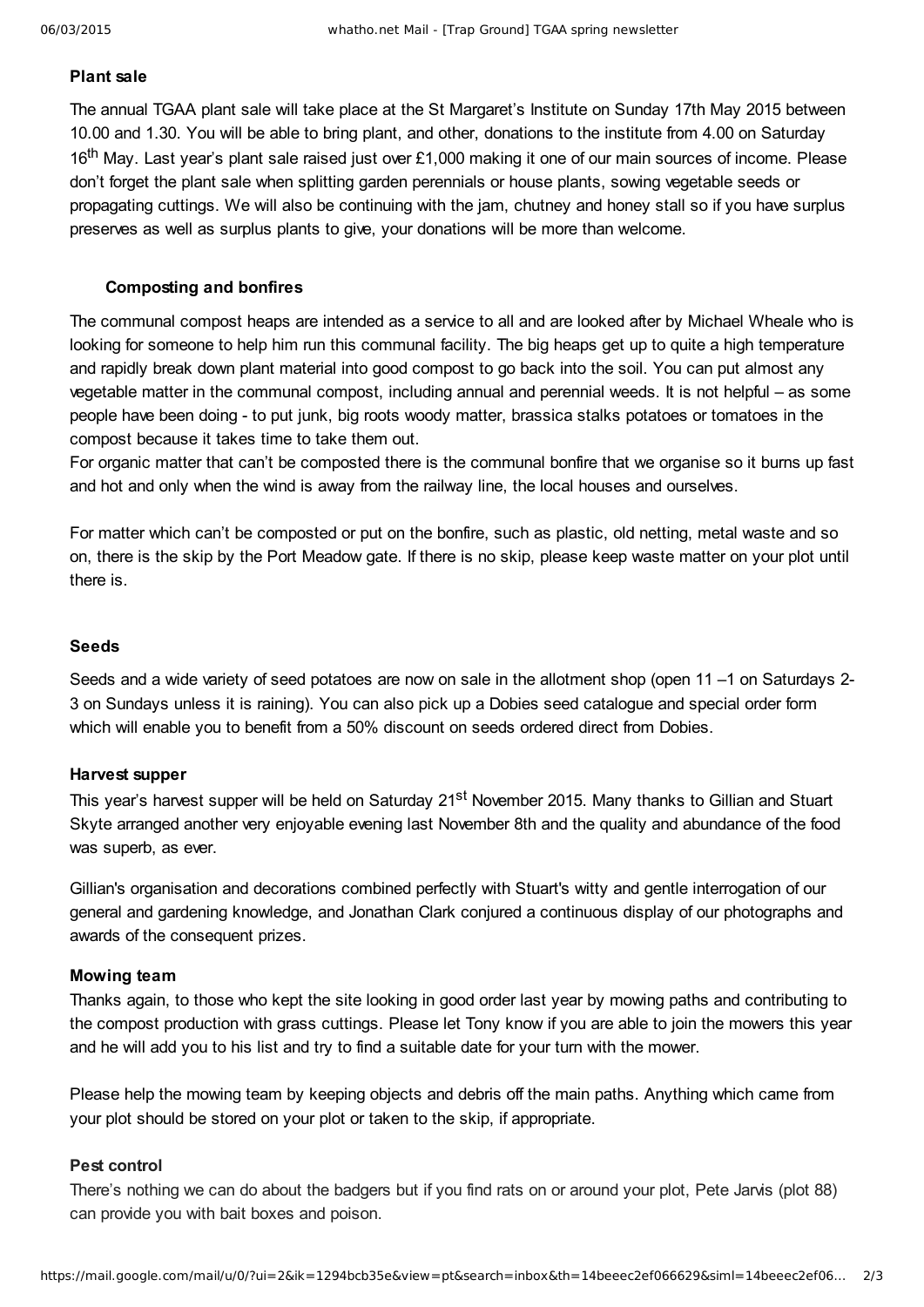### Plant sale

The annual TGAA plant sale will take place at the St Margaret's Institute on Sunday 17th May 2015 between 10.00 and 1.30. You will be able to bring plant, and other, donations to the institute from 4.00 on Saturday 16th May. Last year's plant sale raised just over £1,000 making it one of our main sources of income. Please don't forget the plant sale when splitting garden perennials or house plants, sowing vegetable seeds or propagating cuttings. We will also be continuing with the jam, chutney and honey stall so if you have surplus preserves as well as surplus plants to give, your donations will be more than welcome.

### Composting and bonfires

The communal compost heaps are intended as a service to all and are looked after by Michael Wheale who is looking for someone to help him run this communal facility. The big heaps get up to quite a high temperature and rapidly break down plant material into good compost to go back into the soil. You can put almost any vegetable matter in the communal compost, including annual and perennial weeds. It is not helpful – as some people have been doing - to put junk, big roots woody matter, brassica stalks potatoes or tomatoes in the compost because it takes time to take them out.

For organic matter that can't be composted there is the communal bonfire that we organise so it burns up fast and hot and only when the wind is away from the railway line, the local houses and ourselves.

For matter which can't be composted or put on the bonfire, such as plastic, old netting, metal waste and so on, there is the skip by the Port Meadow gate. If there is no skip, please keep waste matter on your plot until there is.

### Seeds

Seeds and a wide variety of seed potatoes are now on sale in the allotment shop (open 11 –1 on Saturdays 2-3 on Sundays unless it is raining). You can also pick up a Dobies seed catalogue and special order form which will enable you to benefit from a 50% discount on seeds ordered direct from Dobies.

### Harvest supper

This year's harvest supper will be held on Saturday 21st November 2015. Many thanks to Gillian and Stuart Skyte arranged another very enjoyable evening last November 8th and the quality and abundance of the food was superb, as ever.

Gillian's organisation and decorations combined perfectly with Stuart's witty and gentle interrogation of our general and gardening knowledge, and Jonathan Clark conjured a continuous display of our photographs and awards of the consequent prizes.

### Mowing team

Thanks again, to those who kept the site looking in good order last year by mowing paths and contributing to the compost production with grass cuttings. Please let Tony know if you are able to join the mowers this year and he will add you to his list and try to find a suitable date for your turn with the mower.

Please help the mowing team by keeping objects and debris off the main paths. Anything which came from your plot should be stored on your plot or taken to the skip, if appropriate.

### Pest control

There's nothing we can do about the badgers but if you find rats on or around your plot, Pete Jarvis (plot 88) can provide you with bait boxes and poison.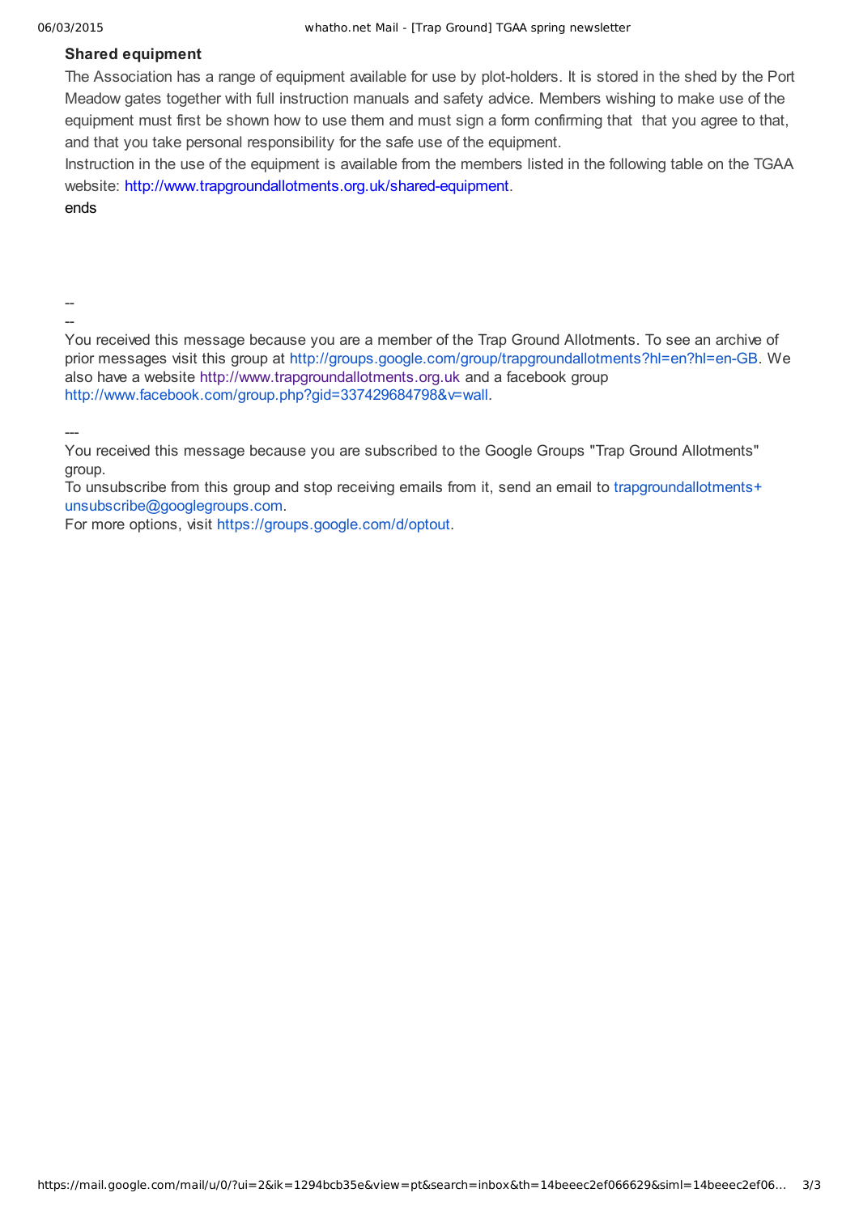### Shared equipment

The Association has a range of equipment available for use by plot-holders. It is stored in the shed by the Port Meadow gates together with full instruction manuals and safety advice. Members wishing to make use of the equipment must first be shown how to use them and must sign a form confirming that  that you agree to that, and that you take personal responsibility for the safe use of the equipment.

Instruction in the use of the equipment is available from the members listed in the following table on the TGAA website: http://www.trapgroundallotments.org.uk/shared-equipment.

ends

--

--

You received this message because you are a member of the Trap Ground Allotments. To see an archive of prior messages visit this group at http://groups.google.com/group/trapgroundallotments?hl=en?hl=en-GB. We also have a website http://www.trapgroundallotments.org.uk and a facebook group http://www.facebook.com/group.php?gid=337429684798&v=wall.

---

You received this message because you are subscribed to the Google Groups "Trap Ground Allotments" group.

To unsubscribe from this group and stop receiving emails from it, send an email to trapgroundallotments+unsubscribe@googlegroups.com.

For more options, visit https://groups.google.com/d/optout.